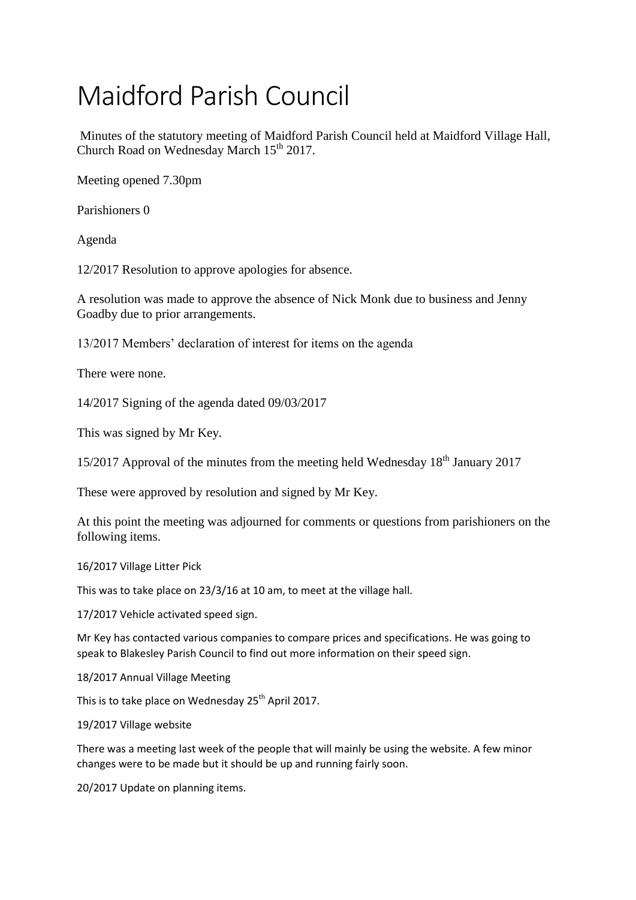# Maidford Parish Council

Minutes of the statutory meeting of Maidford Parish Council held at Maidford Village Hall, Church Road on Wednesday March 15th 2017.

Meeting opened 7.30pm

Parishioners 0

Agenda

12/2017 Resolution to approve apologies for absence.

A resolution was made to approve the absence of Nick Monk due to business and Jenny Goadby due to prior arrangements.

13/2017 Members' declaration of interest for items on the agenda

There were none.

14/2017 Signing of the agenda dated 09/03/2017

This was signed by Mr Key.

15/2017 Approval of the minutes from the meeting held Wednesday 18th January 2017

These were approved by resolution and signed by Mr Key.

At this point the meeting was adjourned for comments or questions from parishioners on the following items.

16/2017 Village Litter Pick

This was to take place on 23/3/16 at 10 am, to meet at the village hall.

17/2017 Vehicle activated speed sign.

Mr Key has contacted various companies to compare prices and specifications. He was going to speak to Blakesley Parish Council to find out more information on their speed sign.

18/2017 Annual Village Meeting

This is to take place on Wednesday 25th April 2017.

19/2017 Village website

There was a meeting last week of the people that will mainly be using the website. A few minor changes were to be made but it should be up and running fairly soon.

20/2017 Update on planning items.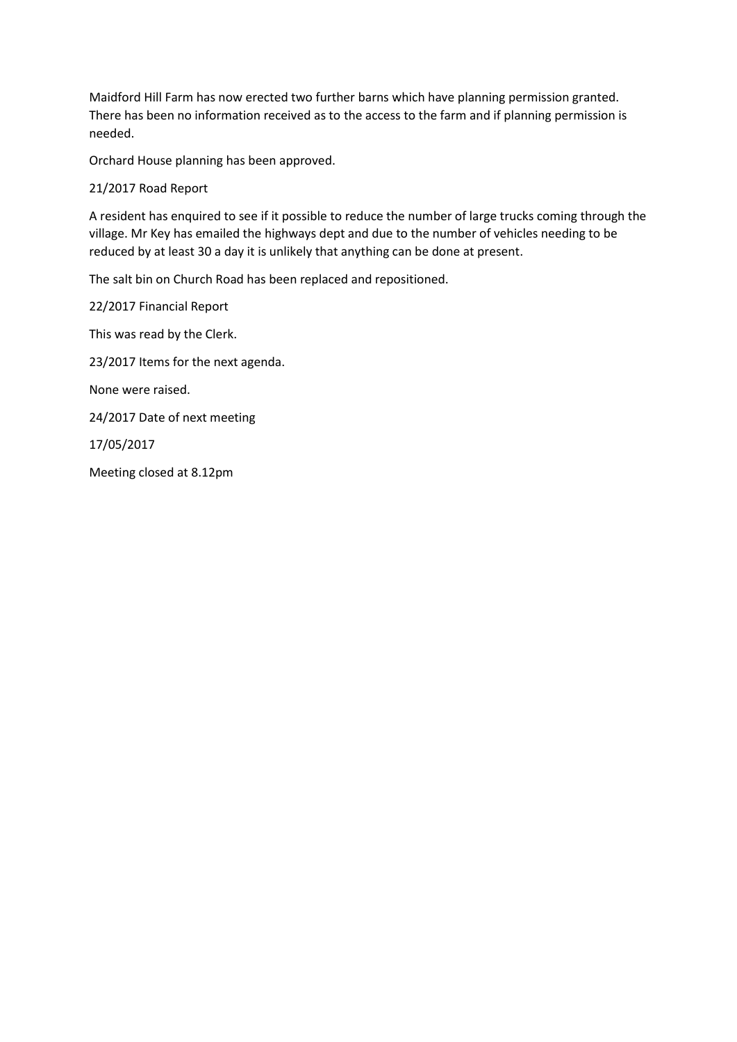Maidford Hill Farm has now erected two further barns which have planning permission granted. There has been no information received as to the access to the farm and if planning permission is needed.

Orchard House planning has been approved.

21/2017 Road Report

A resident has enquired to see if it possible to reduce the number of large trucks coming through the village. Mr Key has emailed the highways dept and due to the number of vehicles needing to be reduced by at least 30 a day it is unlikely that anything can be done at present.

The salt bin on Church Road has been replaced and repositioned.

22/2017 Financial Report

This was read by the Clerk.

23/2017 Items for the next agenda.

None were raised.

24/2017 Date of next meeting

17/05/2017

Meeting closed at 8.12pm